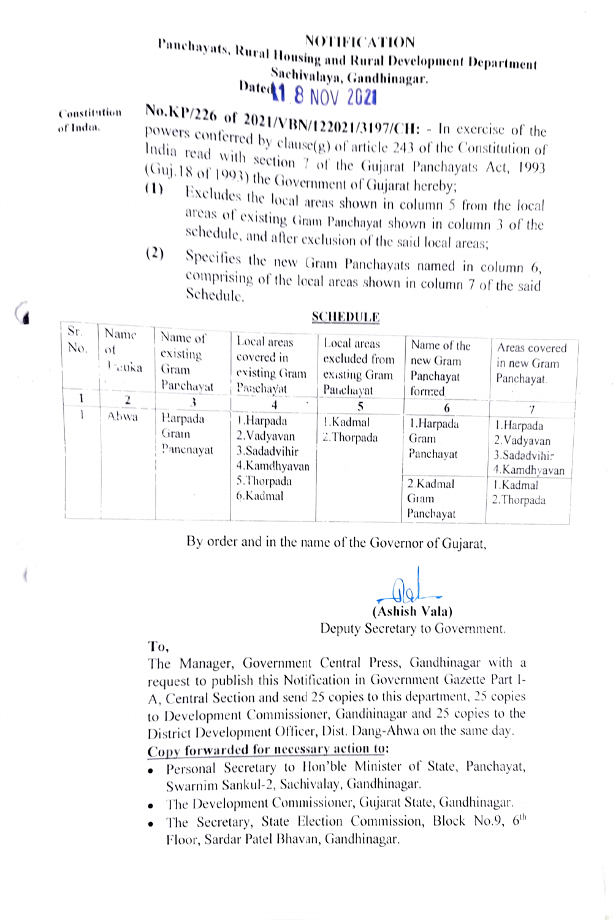# NOTIFICATION

**Panchayats, Rural Housing and Rural Development Department**
**Sachivalaya, Gandhinagar.**
**Dated 18 NOV 2021**

Constitution of India.

**No.KP/226 of 2021/VBN/122021/3197/CH:** - In exercise of the powers conferred by clause(g) of article 243 of the Constitution of India read with section 7 of the Gujarat Panchayats Act, 1993 (Guj.18 of 1993) the Government of Gujarat hereby;

**(1)** Excludes the local areas shown in column 5 from the local areas of existing Gram Panchayat shown in column 3 of the schedule, and after exclusion of the said local areas;

**(2)** Specifies the new Gram Panchayats named in column 6, comprising of the local areas shown in column 7 of the said Schedule.

**SCHEDULE**

| Sr. No. | Name of Taluka | Name of existing Gram Panchayat | Local areas covered in existing Gram Panchayat | Local areas excluded from existing Gram Panchayat | Name of the new Gram Panchayat formed | Areas covered in new Gram Panchayat |
|---|---|---|---|---|---|---|
| 1 | 2 | 3 | 4 | 5 | 6 | 7 |
| 1 | Ahwa | Harpada Gram Panchayat | 1.Harpada<br>2.Vadyavan<br>3.Sadadvihir<br>4.Kamdhyavan<br>5.Thorpada<br>6.Kadmal | 1.Kadmal<br>2.Thorpada | 1.Harpada Gram Panchayat | 1.Harpada<br>2.Vadyavan<br>3.Sadadvihir<br>4.Kamdhyavan |
| | | | | | 2.Kadmal Gram Panchayat | 1.Kadmal<br>2.Thorpada |

By order and in the name of the Governor of Gujarat,

**(Ashish Vala)**
Deputy Secretary to Government.

To,
The Manager, Government Central Press, Gandhinagar with a request to publish this Notification in Government Gazette Part I-A, Central Section and send 25 copies to this department, 25 copies to Development Commissioner, Gandhinagar and 25 copies to the District Development Officer, Dist. Dang-Ahwa on the same day.

**Copy forwarded for necessary action to:**

- Personal Secretary to Hon'ble Minister of State, Panchayat, Swarnim Sankul-2, Sachivalay, Gandhinagar.
- The Development Commissioner, Gujarat State, Gandhinagar.
- The Secretary, State Election Commission, Block No.9, 6th Floor, Sardar Patel Bhavan, Gandhinagar.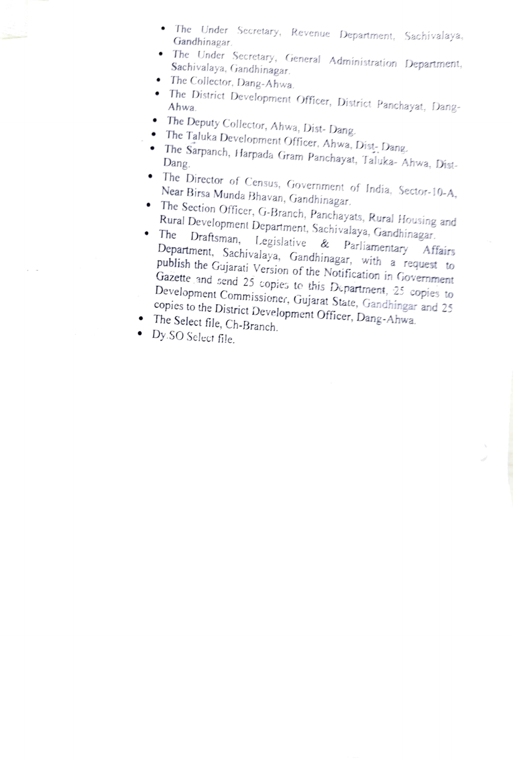- The Under Secretary, Revenue Department, Sachivalaya, Gandhinagar.
- The Under Secretary, General Administration Department, Sachivalaya, Gandhinagar.
- The Collector, Dang-Ahwa.
- The District Development Officer, District Panchayat, Dang-Ahwa.
- The Deputy Collector, Ahwa, Dist- Dang.
- The Taluka Development Officer, Ahwa, Dist- Dang.
- The Sarpanch, Harpada Gram Panchayat, Taluka- Ahwa, Dist-Dang.
- The Director of Census, Government of India, Sector-10-A, Near Birsa Munda Bhavan, Gandhinagar.
- The Section Officer, G-Branch, Panchayats, Rural Housing and Rural Development Department, Sachivalaya, Gandhinagar.
- The Draftsman, Legislative & Parliamentary Affairs Department, Sachivalaya, Gandhinagar, with a request to publish the Gujarati Version of the Notification in Government Gazette and send 25 copies to this Department, 25 copies to Development Commissioner, Gujarat State, Gandhingar and 25 copies to the District Development Officer, Dang-Ahwa.
- The Select file, Ch-Branch.
- Dy.SO Select file.